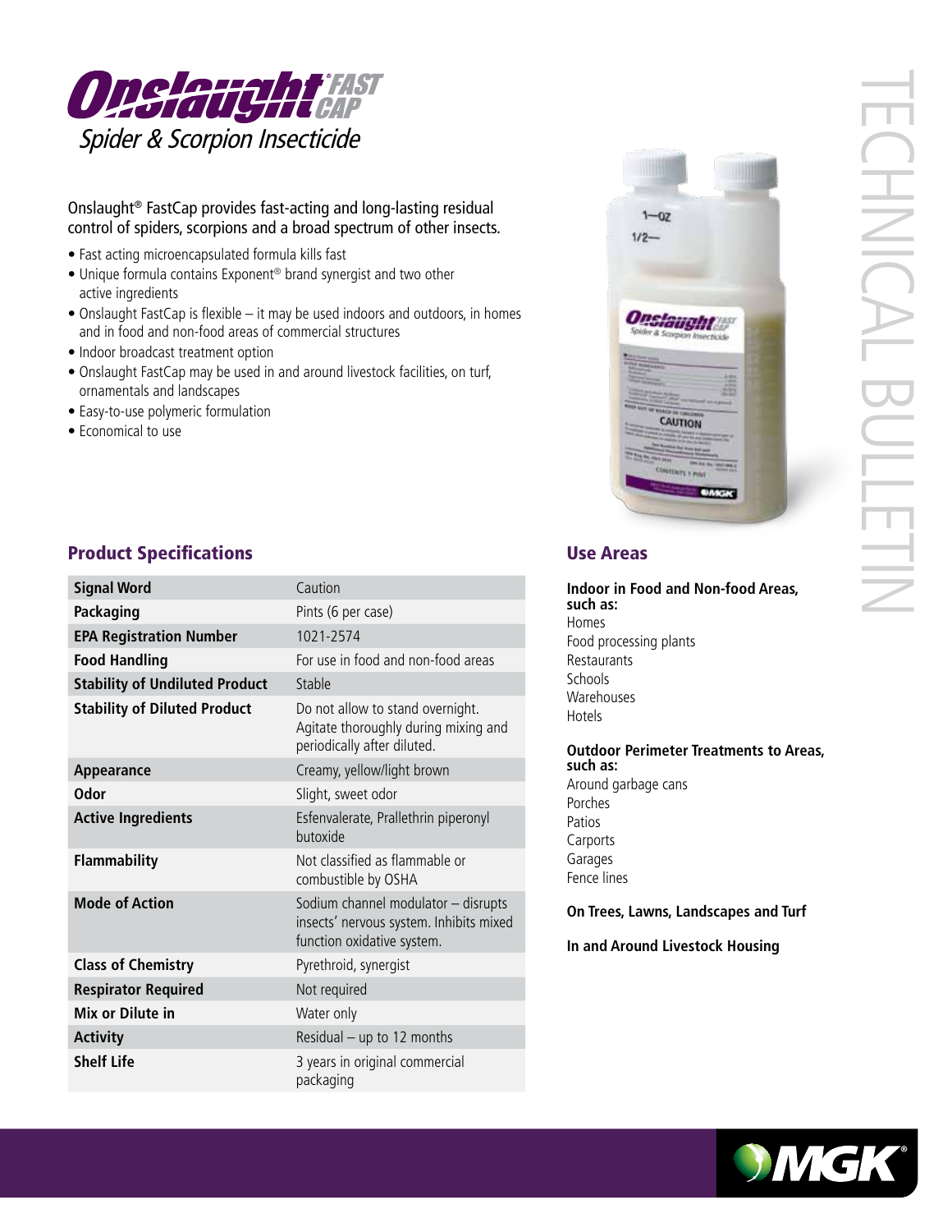# Onslaught® FAST CAP

*Spider & Scorpion Insecticide*

TECHNICAL BULLETIN

Onslaught® FastCap provides fast-acting and long-lasting residual control of spiders, scorpions and a broad spectrum of other insects.

- Fast acting microencapsulated formula kills fast
- Unique formula contains Exponent® brand synergist and two other active ingredients
- Onslaught FastCap is flexible – it may be used indoors and outdoors, in homes and in food and non-food areas of commercial structures
- Indoor broadcast treatment option
- Onslaught FastCap may be used in and around livestock facilities, on turf, ornamentals and landscapes
- Easy-to-use polymeric formulation
- Economical to use

## Product Specifications

| | |
|---|---|
| **Signal Word** | Caution |
| **Packaging** | Pints (6 per case) |
| **EPA Registration Number** | 1021-2574 |
| **Food Handling** | For use in food and non-food areas |
| **Stability of Undiluted Product** | Stable |
| **Stability of Diluted Product** | Do not allow to stand overnight. Agitate thoroughly during mixing and periodically after diluted. |
| **Appearance** | Creamy, yellow/light brown |
| **Odor** | Slight, sweet odor |
| **Active Ingredients** | Esfenvalerate, Prallethrin piperonyl butoxide |
| **Flammability** | Not classified as flammable or combustible by OSHA |
| **Mode of Action** | Sodium channel modulator – disrupts insects' nervous system. Inhibits mixed function oxidative system. |
| **Class of Chemistry** | Pyrethroid, synergist |
| **Respirator Required** | Not required |
| **Mix or Dilute in** | Water only |
| **Activity** | Residual – up to 12 months |
| **Shelf Life** | 3 years in original commercial packaging |

## Use Areas

**Indoor in Food and Non-food Areas, such as:**

Homes
Food processing plants
Restaurants
Schools
Warehouses
Hotels

**Outdoor Perimeter Treatments to Areas, such as:**

Around garbage cans
Porches
Patios
Carports
Garages
Fence lines

**On Trees, Lawns, Landscapes and Turf**

**In and Around Livestock Housing**

MGK®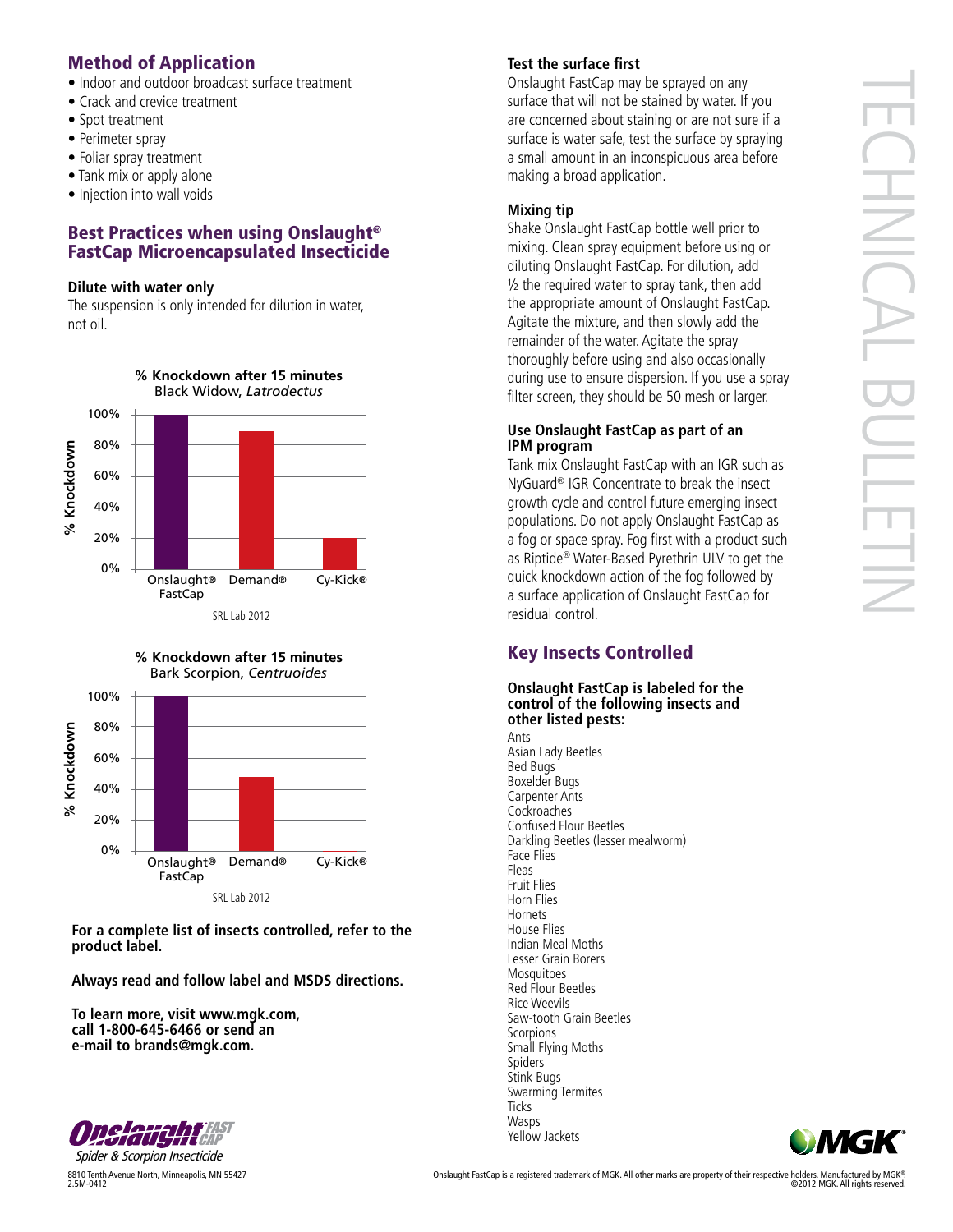## Method of Application

- Indoor and outdoor broadcast surface treatment
- Crack and crevice treatment
- Spot treatment
- Perimeter spray
- Foliar spray treatment
- Tank mix or apply alone
- Injection into wall voids

## Best Practices when using Onslaught® FastCap Microencapsulated Insecticide

**Dilute with water only**

The suspension is only intended for dilution in water, not oil.

**% Knockdown after 15 minutes**
Black Widow, *Latrodectus*

% Knockdown
100%
80%
60%
40%
20%
0%
Onslaught® FastCap
Demand®
Cy-Kick®

SRL Lab 2012

**% Knockdown after 15 minutes**
Bark Scorpion, *Centruoides*

% Knockdown
100%
80%
60%
40%
20%
0%
Onslaught® FastCap
Demand®
Cy-Kick®

SRL Lab 2012

**For a complete list of insects controlled, refer to the product label.**

**Always read and follow label and MSDS directions.**

**To learn more, visit www.mgk.com, call 1-800-645-6466 or send an e-mail to brands@mgk.com.**

**Test the surface first**

Onslaught FastCap may be sprayed on any surface that will not be stained by water. If you are concerned about staining or are not sure if a surface is water safe, test the surface by spraying a small amount in an inconspicuous area before making a broad application.

**Mixing tip**

Shake Onslaught FastCap bottle well prior to mixing. Clean spray equipment before using or diluting Onslaught FastCap. For dilution, add ½ the required water to spray tank, then add the appropriate amount of Onslaught FastCap. Agitate the mixture, and then slowly add the remainder of the water. Agitate the spray thoroughly before using and also occasionally during use to ensure dispersion. If you use a spray filter screen, they should be 50 mesh or larger.

**Use Onslaught FastCap as part of an IPM program**

Tank mix Onslaught FastCap with an IGR such as NyGuard® IGR Concentrate to break the insect growth cycle and control future emerging insect populations. Do not apply Onslaught FastCap as a fog or space spray. Fog first with a product such as Riptide® Water-Based Pyrethrin ULV to get the quick knockdown action of the fog followed by a surface application of Onslaught FastCap for residual control.

## Key Insects Controlled

**Onslaught FastCap is labeled for the control of the following insects and other listed pests:**

Ants
Asian Lady Beetles
Bed Bugs
Boxelder Bugs
Carpenter Ants
Cockroaches
Confused Flour Beetles
Darkling Beetles (lesser mealworm)
Face Flies
Fleas
Fruit Flies
Horn Flies
Hornets
House Flies
Indian Meal Moths
Lesser Grain Borers
Mosquitoes
Red Flour Beetles
Rice Weevils
Saw-tooth Grain Beetles
Scorpions
Small Flying Moths
Spiders
Stink Bugs
Swarming Termites
Ticks
Wasps
Yellow Jackets

Onslaught FastCap Spider & Scorpion Insecticide

8810 Tenth Avenue North, Minneapolis, MN 55427
2.5M-0412

Onslaught FastCap is a registered trademark of MGK. All other marks are property of their respective holders. Manufactured by MGK®. ©2012 MGK. All rights reserved.